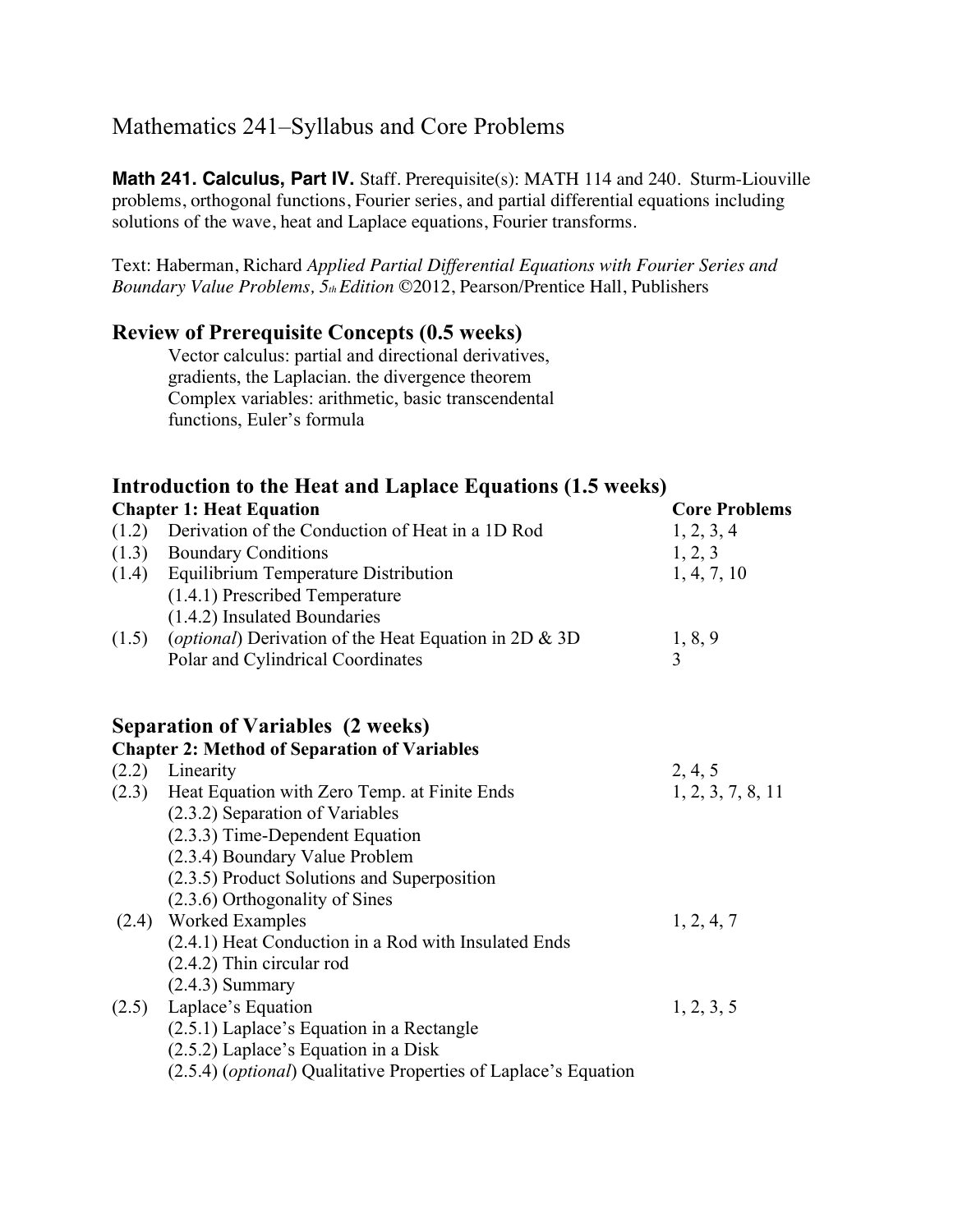# Mathematics 241–Syllabus and Core Problems

**Math 241. Calculus, Part IV.** Staff. Prerequisite(s): MATH 114 and 240. Sturm-Liouville problems, orthogonal functions, Fourier series, and partial differential equations including solutions of the wave, heat and Laplace equations, Fourier transforms.

Text: Haberman, Richard *Applied Partial Differential Equations with Fourier Series and Boundary Value Problems, 5th Edition* ©2012, Pearson/Prentice Hall, Publishers

## Review of Prerequisite Concepts (0.5 weeks)

Vector calculus: partial and directional derivatives, gradients, the Laplacian. the divergence theorem
Complex variables: arithmetic, basic transcendental functions, Euler's formula

## Introduction to the Heat and Laplace Equations (1.5 weeks)

| | **Chapter 1: Heat Equation** | **Core Problems** |
|---|---|---|
| (1.2) | Derivation of the Conduction of Heat in a 1D Rod | 1, 2, 3, 4 |
| (1.3) | Boundary Conditions | 1, 2, 3 |
| (1.4) | Equilibrium Temperature Distribution | 1, 4, 7, 10 |
| | (1.4.1) Prescribed Temperature | |
| | (1.4.2) Insulated Boundaries | |
| (1.5) | (*optional*) Derivation of the Heat Equation in 2D & 3D | 1, 8, 9 |
| | Polar and Cylindrical Coordinates | 3 |

## Separation of Variables (2 weeks)

| | **Chapter 2: Method of Separation of Variables** | |
|---|---|---|
| (2.2) | Linearity | 2, 4, 5 |
| (2.3) | Heat Equation with Zero Temp. at Finite Ends | 1, 2, 3, 7, 8, 11 |
| | (2.3.2) Separation of Variables | |
| | (2.3.3) Time-Dependent Equation | |
| | (2.3.4) Boundary Value Problem | |
| | (2.3.5) Product Solutions and Superposition | |
| | (2.3.6) Orthogonality of Sines | |
| (2.4) | Worked Examples | 1, 2, 4, 7 |
| | (2.4.1) Heat Conduction in a Rod with Insulated Ends | |
| | (2.4.2) Thin circular rod | |
| | (2.4.3) Summary | |
| (2.5) | Laplace's Equation | 1, 2, 3, 5 |
| | (2.5.1) Laplace's Equation in a Rectangle | |
| | (2.5.2) Laplace's Equation in a Disk | |
| | (2.5.4) (*optional*) Qualitative Properties of Laplace's Equation | |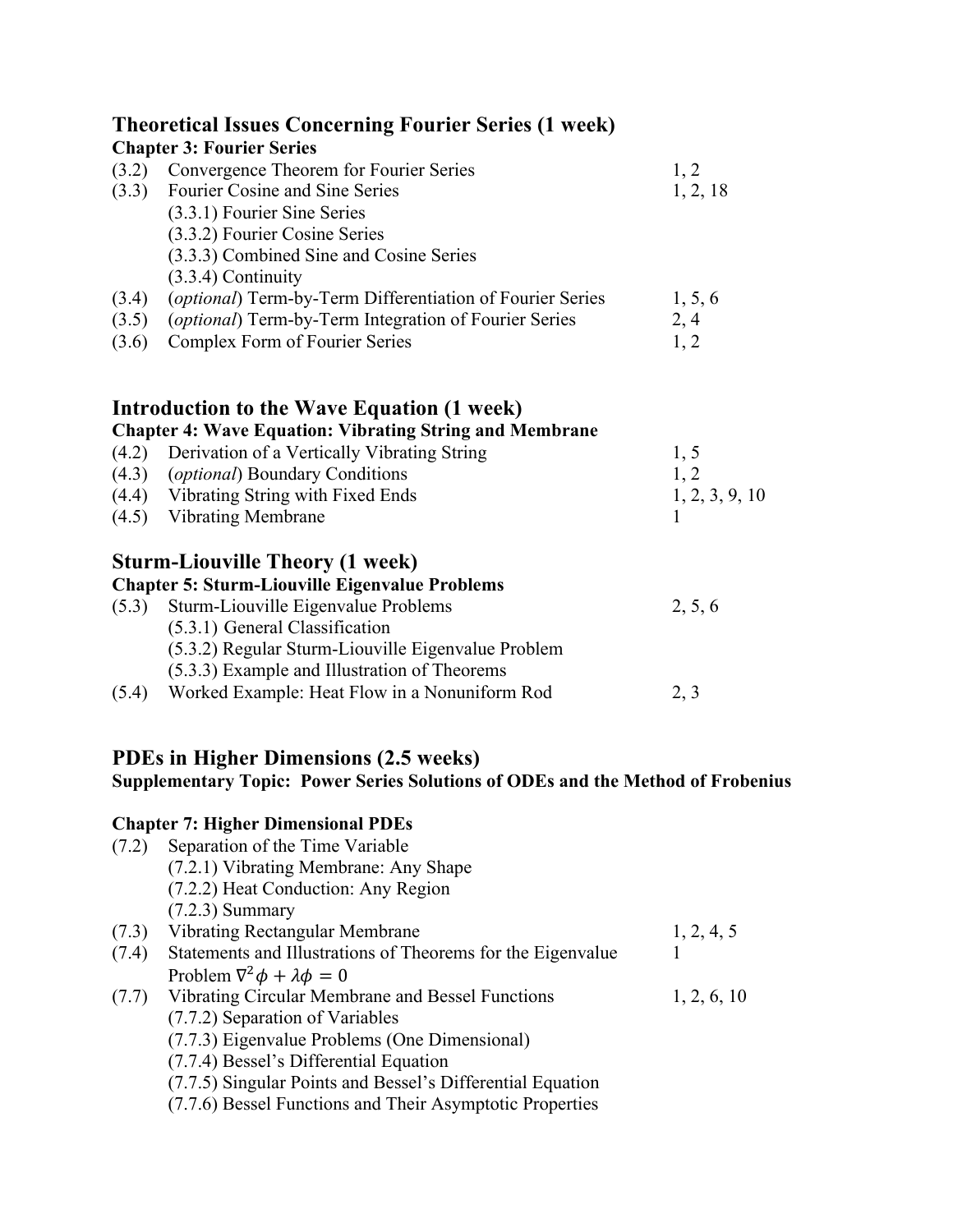## Theoretical Issues Concerning Fourier Series (1 week)

**Chapter 3: Fourier Series**

| Section | Topic | Problems |
|---|---|---|
| (3.2) | Convergence Theorem for Fourier Series | 1, 2 |
| (3.3) | Fourier Cosine and Sine Series | 1, 2, 18 |
| | (3.3.1) Fourier Sine Series | |
| | (3.3.2) Fourier Cosine Series | |
| | (3.3.3) Combined Sine and Cosine Series | |
| | (3.3.4) Continuity | |
| (3.4) | (*optional*) Term-by-Term Differentiation of Fourier Series | 1, 5, 6 |
| (3.5) | (*optional*) Term-by-Term Integration of Fourier Series | 2, 4 |
| (3.6) | Complex Form of Fourier Series | 1, 2 |

## Introduction to the Wave Equation (1 week)

**Chapter 4: Wave Equation: Vibrating String and Membrane**

| Section | Topic | Problems |
|---|---|---|
| (4.2) | Derivation of a Vertically Vibrating String | 1, 5 |
| (4.3) | (*optional*) Boundary Conditions | 1, 2 |
| (4.4) | Vibrating String with Fixed Ends | 1, 2, 3, 9, 10 |
| (4.5) | Vibrating Membrane | 1 |

## Sturm-Liouville Theory (1 week)

**Chapter 5: Sturm-Liouville Eigenvalue Problems**

| Section | Topic | Problems |
|---|---|---|
| (5.3) | Sturm-Liouville Eigenvalue Problems | 2, 5, 6 |
| | (5.3.1) General Classification | |
| | (5.3.2) Regular Sturm-Liouville Eigenvalue Problem | |
| | (5.3.3) Example and Illustration of Theorems | |
| (5.4) | Worked Example: Heat Flow in a Nonuniform Rod | 2, 3 |

## PDEs in Higher Dimensions (2.5 weeks)

**Supplementary Topic: Power Series Solutions of ODEs and the Method of Frobenius**

**Chapter 7: Higher Dimensional PDEs**

| Section | Topic | Problems |
|---|---|---|
| (7.2) | Separation of the Time Variable | |
| | (7.2.1) Vibrating Membrane: Any Shape | |
| | (7.2.2) Heat Conduction: Any Region | |
| | (7.2.3) Summary | |
| (7.3) | Vibrating Rectangular Membrane | 1, 2, 4, 5 |
| (7.4) | Statements and Illustrations of Theorems for the Eigenvalue Problem $\nabla^2\phi + \lambda\phi = 0$ | 1 |
| (7.7) | Vibrating Circular Membrane and Bessel Functions | 1, 2, 6, 10 |
| | (7.7.2) Separation of Variables | |
| | (7.7.3) Eigenvalue Problems (One Dimensional) | |
| | (7.7.4) Bessel's Differential Equation | |
| | (7.7.5) Singular Points and Bessel's Differential Equation | |
| | (7.7.6) Bessel Functions and Their Asymptotic Properties | |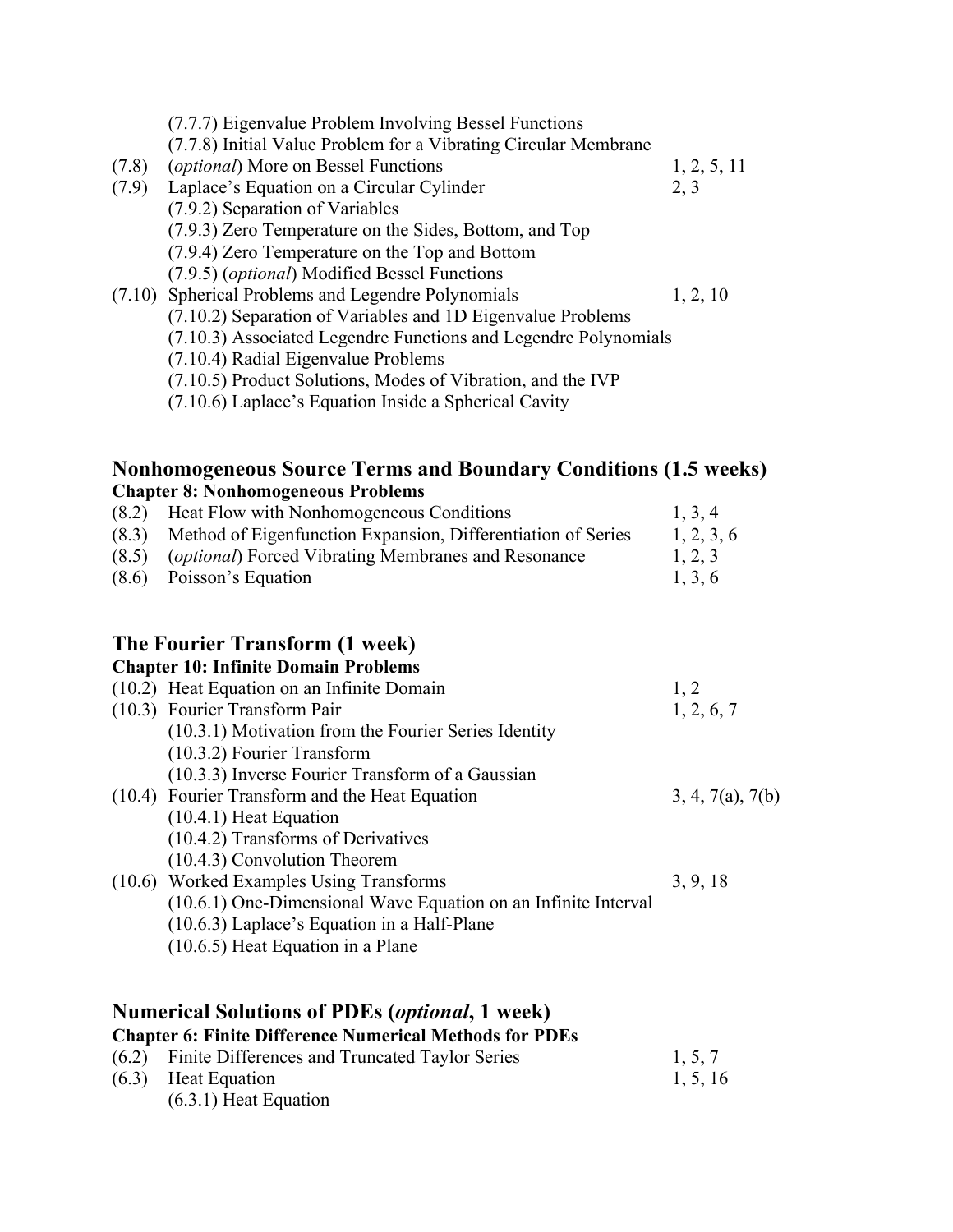(7.7.7) Eigenvalue Problem Involving Bessel Functions
(7.7.8) Initial Value Problem for a Vibrating Circular Membrane

| | | |
|---|---|---|
| (7.8) | (*optional*) More on Bessel Functions | 1, 2, 5, 11 |
| (7.9) | Laplace's Equation on a Circular Cylinder | 2, 3 |
| | (7.9.2) Separation of Variables | |
| | (7.9.3) Zero Temperature on the Sides, Bottom, and Top | |
| | (7.9.4) Zero Temperature on the Top and Bottom | |
| | (7.9.5) (*optional*) Modified Bessel Functions | |
| (7.10) | Spherical Problems and Legendre Polynomials | 1, 2, 10 |
| | (7.10.2) Separation of Variables and 1D Eigenvalue Problems | |
| | (7.10.3) Associated Legendre Functions and Legendre Polynomials | |
| | (7.10.4) Radial Eigenvalue Problems | |
| | (7.10.5) Product Solutions, Modes of Vibration, and the IVP | |
| | (7.10.6) Laplace's Equation Inside a Spherical Cavity | |

## Nonhomogeneous Source Terms and Boundary Conditions (1.5 weeks)

**Chapter 8: Nonhomogeneous Problems**

| | | |
|---|---|---|
| (8.2) | Heat Flow with Nonhomogeneous Conditions | 1, 3, 4 |
| (8.3) | Method of Eigenfunction Expansion, Differentiation of Series | 1, 2, 3, 6 |
| (8.5) | (*optional*) Forced Vibrating Membranes and Resonance | 1, 2, 3 |
| (8.6) | Poisson's Equation | 1, 3, 6 |

## The Fourier Transform (1 week)

**Chapter 10: Infinite Domain Problems**

| | | |
|---|---|---|
| (10.2) | Heat Equation on an Infinite Domain | 1, 2 |
| (10.3) | Fourier Transform Pair | 1, 2, 6, 7 |
| | (10.3.1) Motivation from the Fourier Series Identity | |
| | (10.3.2) Fourier Transform | |
| | (10.3.3) Inverse Fourier Transform of a Gaussian | |
| (10.4) | Fourier Transform and the Heat Equation | 3, 4, 7(a), 7(b) |
| | (10.4.1) Heat Equation | |
| | (10.4.2) Transforms of Derivatives | |
| | (10.4.3) Convolution Theorem | |
| (10.6) | Worked Examples Using Transforms | 3, 9, 18 |
| | (10.6.1) One-Dimensional Wave Equation on an Infinite Interval | |
| | (10.6.3) Laplace's Equation in a Half-Plane | |
| | (10.6.5) Heat Equation in a Plane | |

## Numerical Solutions of PDEs (*optional*, 1 week)

**Chapter 6: Finite Difference Numerical Methods for PDEs**

| | | |
|---|---|---|
| (6.2) | Finite Differences and Truncated Taylor Series | 1, 5, 7 |
| (6.3) | Heat Equation | 1, 5, 16 |
| | (6.3.1) Heat Equation | |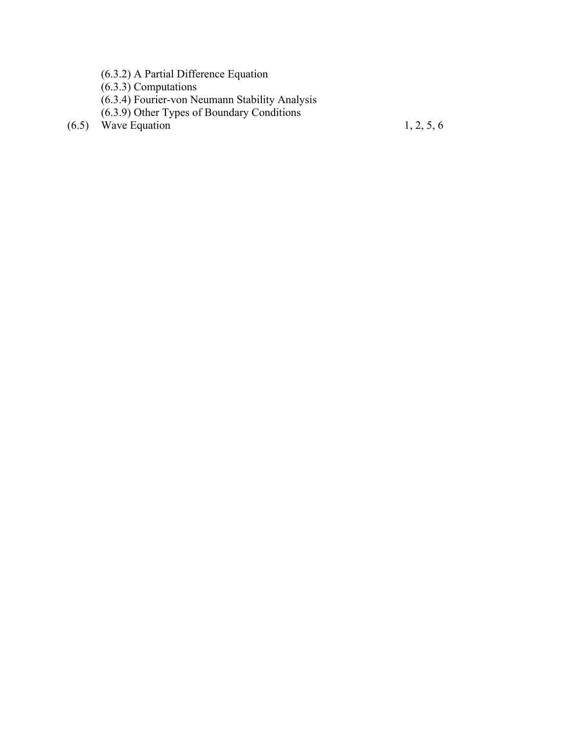- (6.3.2) A Partial Difference Equation
- (6.3.3) Computations
- (6.3.4) Fourier-von Neumann Stability Analysis
- (6.3.9) Other Types of Boundary Conditions

(6.5) Wave Equation 1, 2, 5, 6